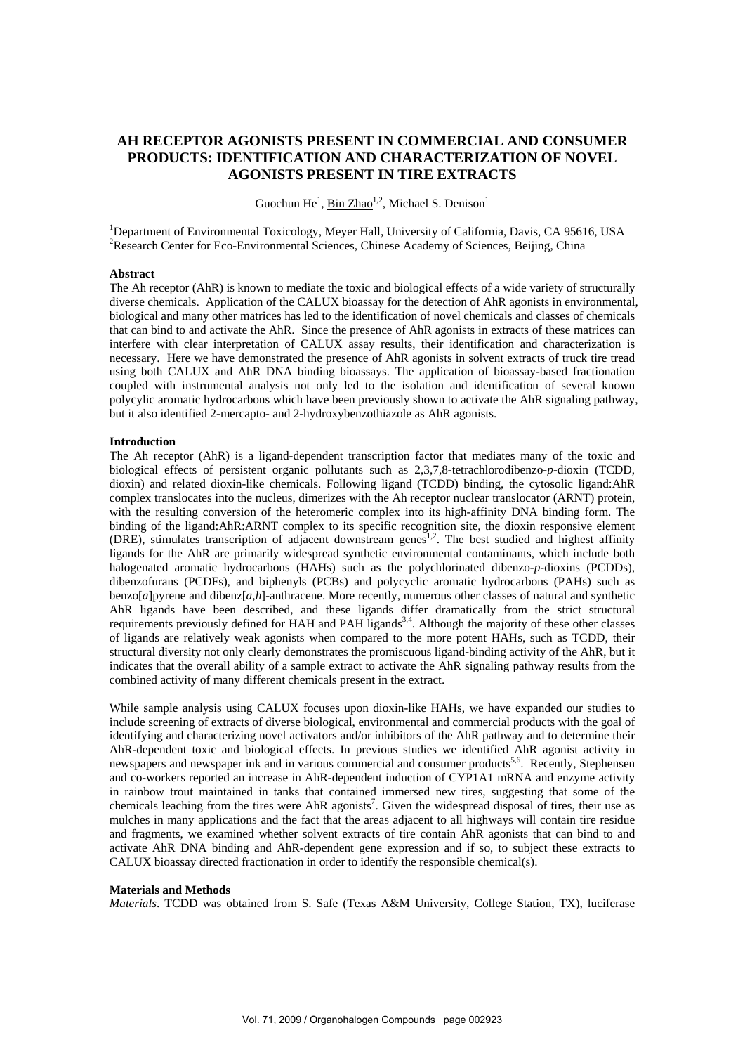# AH RECEPTOR AGONISTS PRESENT IN COMMERCIAL AND CONSUMER PRODUCTS: IDENTIFICATION AND CHARACTERIZATION OF NOVEL AGONISTS PRESENT IN TIRE EXTRACTS

Guochun He[1], Bin Zhao[1,2], Michael S. Denison[1]

[1]Department of Environmental Toxicology, Meyer Hall, University of California, Davis, CA 95616, USA
[2]Research Center for Eco-Environmental Sciences, Chinese Academy of Sciences, Beijing, China

**Abstract**

The Ah receptor (AhR) is known to mediate the toxic and biological effects of a wide variety of structurally diverse chemicals. Application of the CALUX bioassay for the detection of AhR agonists in environmental, biological and many other matrices has led to the identification of novel chemicals and classes of chemicals that can bind to and activate the AhR. Since the presence of AhR agonists in extracts of these matrices can interfere with clear interpretation of CALUX assay results, their identification and characterization is necessary. Here we have demonstrated the presence of AhR agonists in solvent extracts of truck tire tread using both CALUX and AhR DNA binding bioassays. The application of bioassay-based fractionation coupled with instrumental analysis not only led to the isolation and identification of several known polycylic aromatic hydrocarbons which have been previously shown to activate the AhR signaling pathway, but it also identified 2-mercapto- and 2-hydroxybenzothiazole as AhR agonists.

**Introduction**

The Ah receptor (AhR) is a ligand-dependent transcription factor that mediates many of the toxic and biological effects of persistent organic pollutants such as 2,3,7,8-tetrachlorodibenzo-*p*-dioxin (TCDD, dioxin) and related dioxin-like chemicals. Following ligand (TCDD) binding, the cytosolic ligand:AhR complex translocates into the nucleus, dimerizes with the Ah receptor nuclear translocator (ARNT) protein, with the resulting conversion of the heteromeric complex into its high-affinity DNA binding form. The binding of the ligand:AhR:ARNT complex to its specific recognition site, the dioxin responsive element (DRE), stimulates transcription of adjacent downstream genes[1,2]. The best studied and highest affinity ligands for the AhR are primarily widespread synthetic environmental contaminants, which include both halogenated aromatic hydrocarbons (HAHs) such as the polychlorinated dibenzo-*p*-dioxins (PCDDs), dibenzofurans (PCDFs), and biphenyls (PCBs) and polycyclic aromatic hydrocarbons (PAHs) such as benzo[*a*]pyrene and dibenz[*a*,*h*]-anthracene. More recently, numerous other classes of natural and synthetic AhR ligands have been described, and these ligands differ dramatically from the strict structural requirements previously defined for HAH and PAH ligands[3,4]. Although the majority of these other classes of ligands are relatively weak agonists when compared to the more potent HAHs, such as TCDD, their structural diversity not only clearly demonstrates the promiscuous ligand-binding activity of the AhR, but it indicates that the overall ability of a sample extract to activate the AhR signaling pathway results from the combined activity of many different chemicals present in the extract.

While sample analysis using CALUX focuses upon dioxin-like HAHs, we have expanded our studies to include screening of extracts of diverse biological, environmental and commercial products with the goal of identifying and characterizing novel activators and/or inhibitors of the AhR pathway and to determine their AhR-dependent toxic and biological effects. In previous studies we identified AhR agonist activity in newspapers and newspaper ink and in various commercial and consumer products[5,6]. Recently, Stephensen and co-workers reported an increase in AhR-dependent induction of CYP1A1 mRNA and enzyme activity in rainbow trout maintained in tanks that contained immersed new tires, suggesting that some of the chemicals leaching from the tires were AhR agonists[7]. Given the widespread disposal of tires, their use as mulches in many applications and the fact that the areas adjacent to all highways will contain tire residue and fragments, we examined whether solvent extracts of tire contain AhR agonists that can bind to and activate AhR DNA binding and AhR-dependent gene expression and if so, to subject these extracts to CALUX bioassay directed fractionation in order to identify the responsible chemical(s).

**Materials and Methods**

*Materials*. TCDD was obtained from S. Safe (Texas A&M University, College Station, TX), luciferase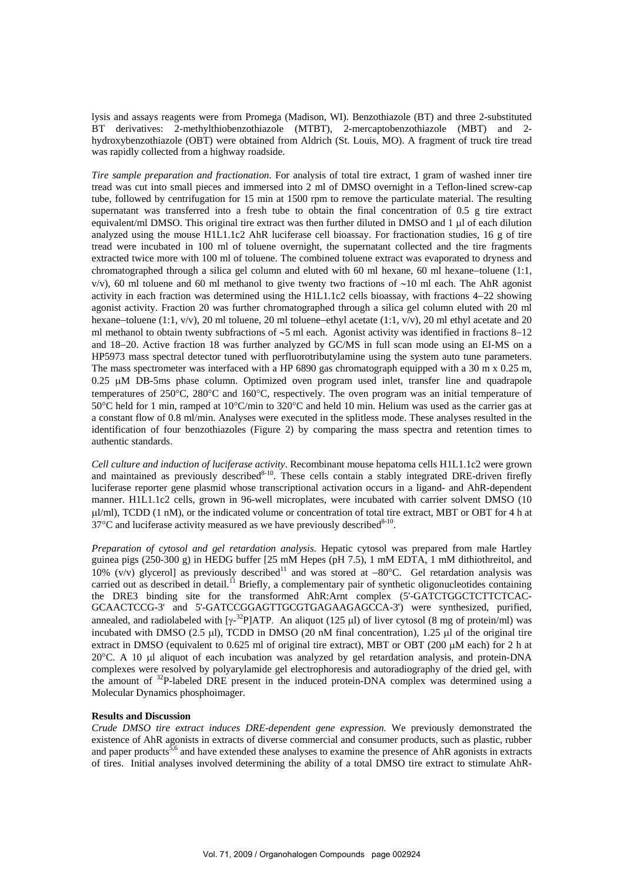lysis and assays reagents were from Promega (Madison, WI). Benzothiazole (BT) and three 2-substituted BT derivatives: 2-methylthiobenzothiazole (MTBT), 2-mercaptobenzothiazole (MBT) and 2-hydroxybenzothiazole (OBT) were obtained from Aldrich (St. Louis, MO). A fragment of truck tire tread was rapidly collected from a highway roadside.

*Tire sample preparation and fractionation*. For analysis of total tire extract, 1 gram of washed inner tire tread was cut into small pieces and immersed into 2 ml of DMSO overnight in a Teflon-lined screw-cap tube, followed by centrifugation for 15 min at 1500 rpm to remove the particulate material. The resulting supernatant was transferred into a fresh tube to obtain the final concentration of 0.5 g tire extract equivalent/ml DMSO. This original tire extract was then further diluted in DMSO and 1 μl of each dilution analyzed using the mouse H1L1.1c2 AhR luciferase cell bioassay. For fractionation studies, 16 g of tire tread were incubated in 100 ml of toluene overnight, the supernatant collected and the tire fragments extracted twice more with 100 ml of toluene. The combined toluene extract was evaporated to dryness and chromatographed through a silica gel column and eluted with 60 ml hexane, 60 ml hexane–toluene (1:1, v/v), 60 ml toluene and 60 ml methanol to give twenty two fractions of ~10 ml each. The AhR agonist activity in each fraction was determined using the H1L1.1c2 cells bioassay, with fractions 4–22 showing agonist activity. Fraction 20 was further chromatographed through a silica gel column eluted with 20 ml hexane–toluene (1:1, v/v), 20 ml toluene, 20 ml toluene–ethyl acetate (1:1, v/v), 20 ml ethyl acetate and 20 ml methanol to obtain twenty subfractions of ~5 ml each. Agonist activity was identified in fractions 8–12 and 18–20. Active fraction 18 was further analyzed by GC/MS in full scan mode using an EI-MS on a HP5973 mass spectral detector tuned with perfluorotributylamine using the system auto tune parameters. The mass spectrometer was interfaced with a HP 6890 gas chromatograph equipped with a 30 m x 0.25 m, 0.25 μM DB-5ms phase column. Optimized oven program used inlet, transfer line and quadrapole temperatures of 250°C, 280°C and 160°C, respectively. The oven program was an initial temperature of 50°C held for 1 min, ramped at 10°C/min to 320°C and held 10 min. Helium was used as the carrier gas at a constant flow of 0.8 ml/min. Analyses were executed in the splitless mode. These analyses resulted in the identification of four benzothiazoles (Figure 2) by comparing the mass spectra and retention times to authentic standards.

*Cell culture and induction of luciferase activity*. Recombinant mouse hepatoma cells H1L1.1c2 were grown and maintained as previously described[8-10]. These cells contain a stably integrated DRE-driven firefly luciferase reporter gene plasmid whose transcriptional activation occurs in a ligand- and AhR-dependent manner. H1L1.1c2 cells, grown in 96-well microplates, were incubated with carrier solvent DMSO (10 μl/ml), TCDD (1 nM), or the indicated volume or concentration of total tire extract, MBT or OBT for 4 h at 37°C and luciferase activity measured as we have previously described[8-10].

*Preparation of cytosol and gel retardation analysis*. Hepatic cytosol was prepared from male Hartley guinea pigs (250-300 g) in HEDG buffer [25 mM Hepes (pH 7.5), 1 mM EDTA, 1 mM dithiothreitol, and 10% (v/v) glycerol] as previously described[11] and was stored at −80°C. Gel retardation analysis was carried out as described in detail.[11] Briefly, a complementary pair of synthetic oligonucleotides containing the DRE3 binding site for the transformed AhR:Arnt complex (5'-GATCTGGCTCTTCTCAC-GCAACTCCG-3' and 5'-GATCCGGAGTTGCGTGAGAAGAGCCA-3') were synthesized, purified, annealed, and radiolabeled with [$\gamma$-$^{32}$P]ATP. An aliquot (125 μl) of liver cytosol (8 mg of protein/ml) was incubated with DMSO (2.5 μl), TCDD in DMSO (20 nM final concentration), 1.25 μl of the original tire extract in DMSO (equivalent to 0.625 ml of original tire extract), MBT or OBT (200 μM each) for 2 h at 20°C. A 10 μl aliquot of each incubation was analyzed by gel retardation analysis, and protein-DNA complexes were resolved by polyarylamide gel electrophoresis and autoradiography of the dried gel, with the amount of $^{32}$P-labeled DRE present in the induced protein-DNA complex was determined using a Molecular Dynamics phosphoimager.

**Results and Discussion**

*Crude DMSO tire extract induces DRE-dependent gene expression.* We previously demonstrated the existence of AhR agonists in extracts of diverse commercial and consumer products, such as plastic, rubber and paper products[5,6] and have extended these analyses to examine the presence of AhR agonists in extracts of tires. Initial analyses involved determining the ability of a total DMSO tire extract to stimulate AhR-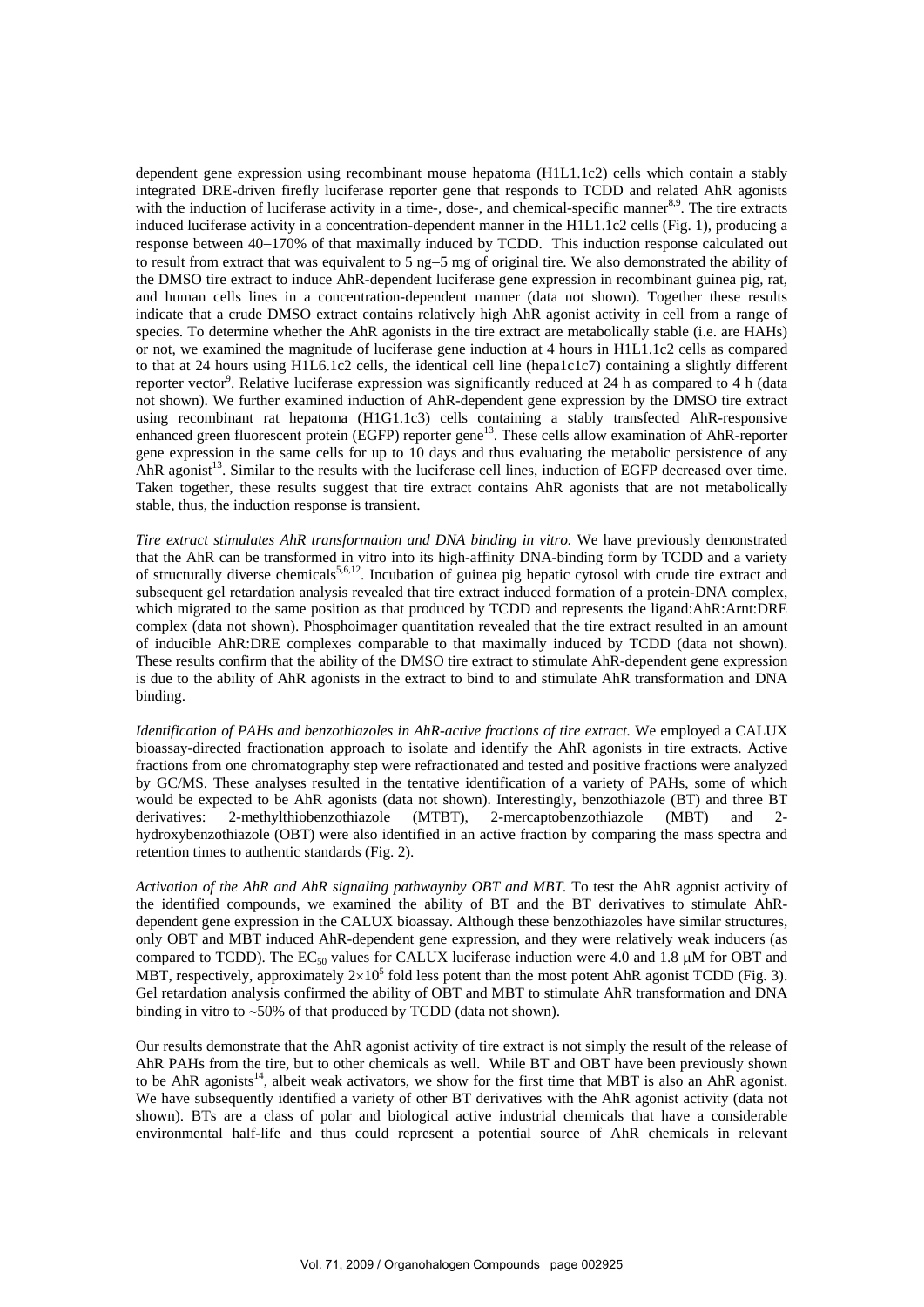dependent gene expression using recombinant mouse hepatoma (H1L1.1c2) cells which contain a stably integrated DRE-driven firefly luciferase reporter gene that responds to TCDD and related AhR agonists with the induction of luciferase activity in a time-, dose-, and chemical-specific manner[8,9]. The tire extracts induced luciferase activity in a concentration-dependent manner in the H1L1.1c2 cells (Fig. 1), producing a response between 40−170% of that maximally induced by TCDD. This induction response calculated out to result from extract that was equivalent to 5 ng−5 mg of original tire. We also demonstrated the ability of the DMSO tire extract to induce AhR-dependent luciferase gene expression in recombinant guinea pig, rat, and human cells lines in a concentration-dependent manner (data not shown). Together these results indicate that a crude DMSO extract contains relatively high AhR agonist activity in cell from a range of species. To determine whether the AhR agonists in the tire extract are metabolically stable (i.e. are HAHs) or not, we examined the magnitude of luciferase gene induction at 4 hours in H1L1.1c2 cells as compared to that at 24 hours using H1L6.1c2 cells, the identical cell line (hepa1c1c7) containing a slightly different reporter vector[9]. Relative luciferase expression was significantly reduced at 24 h as compared to 4 h (data not shown). We further examined induction of AhR-dependent gene expression by the DMSO tire extract using recombinant rat hepatoma (H1G1.1c3) cells containing a stably transfected AhR-responsive enhanced green fluorescent protein (EGFP) reporter gene[13]. These cells allow examination of AhR-reporter gene expression in the same cells for up to 10 days and thus evaluating the metabolic persistence of any AhR agonist[13]. Similar to the results with the luciferase cell lines, induction of EGFP decreased over time. Taken together, these results suggest that tire extract contains AhR agonists that are not metabolically stable, thus, the induction response is transient.

*Tire extract stimulates AhR transformation and DNA binding in vitro.* We have previously demonstrated that the AhR can be transformed in vitro into its high-affinity DNA-binding form by TCDD and a variety of structurally diverse chemicals[5,6,12]. Incubation of guinea pig hepatic cytosol with crude tire extract and subsequent gel retardation analysis revealed that tire extract induced formation of a protein-DNA complex, which migrated to the same position as that produced by TCDD and represents the ligand:AhR:Arnt:DRE complex (data not shown). Phosphoimager quantitation revealed that the tire extract resulted in an amount of inducible AhR:DRE complexes comparable to that maximally induced by TCDD (data not shown). These results confirm that the ability of the DMSO tire extract to stimulate AhR-dependent gene expression is due to the ability of AhR agonists in the extract to bind to and stimulate AhR transformation and DNA binding.

*Identification of PAHs and benzothiazoles in AhR-active fractions of tire extract.* We employed a CALUX bioassay-directed fractionation approach to isolate and identify the AhR agonists in tire extracts. Active fractions from one chromatography step were refractionated and tested and positive fractions were analyzed by GC/MS. These analyses resulted in the tentative identification of a variety of PAHs, some of which would be expected to be AhR agonists (data not shown). Interestingly, benzothiazole (BT) and three BT derivatives: 2-methylthiobenzothiazole (MTBT), 2-mercaptobenzothiazole (MBT) and 2-hydroxybenzothiazole (OBT) were also identified in an active fraction by comparing the mass spectra and retention times to authentic standards (Fig. 2).

*Activation of the AhR and AhR signaling pathwaynby OBT and MBT.* To test the AhR agonist activity of the identified compounds, we examined the ability of BT and the BT derivatives to stimulate AhR-dependent gene expression in the CALUX bioassay. Although these benzothiazoles have similar structures, only OBT and MBT induced AhR-dependent gene expression, and they were relatively weak inducers (as compared to TCDD). The $EC_{50}$ values for CALUX luciferase induction were 4.0 and 1.8 μM for OBT and MBT, respectively, approximately $2{\times}10^5$ fold less potent than the most potent AhR agonist TCDD (Fig. 3). Gel retardation analysis confirmed the ability of OBT and MBT to stimulate AhR transformation and DNA binding in vitro to ∼50% of that produced by TCDD (data not shown).

Our results demonstrate that the AhR agonist activity of tire extract is not simply the result of the release of AhR PAHs from the tire, but to other chemicals as well. While BT and OBT have been previously shown to be AhR agonists[14], albeit weak activators, we show for the first time that MBT is also an AhR agonist. We have subsequently identified a variety of other BT derivatives with the AhR agonist activity (data not shown). BTs are a class of polar and biological active industrial chemicals that have a considerable environmental half-life and thus could represent a potential source of AhR chemicals in relevant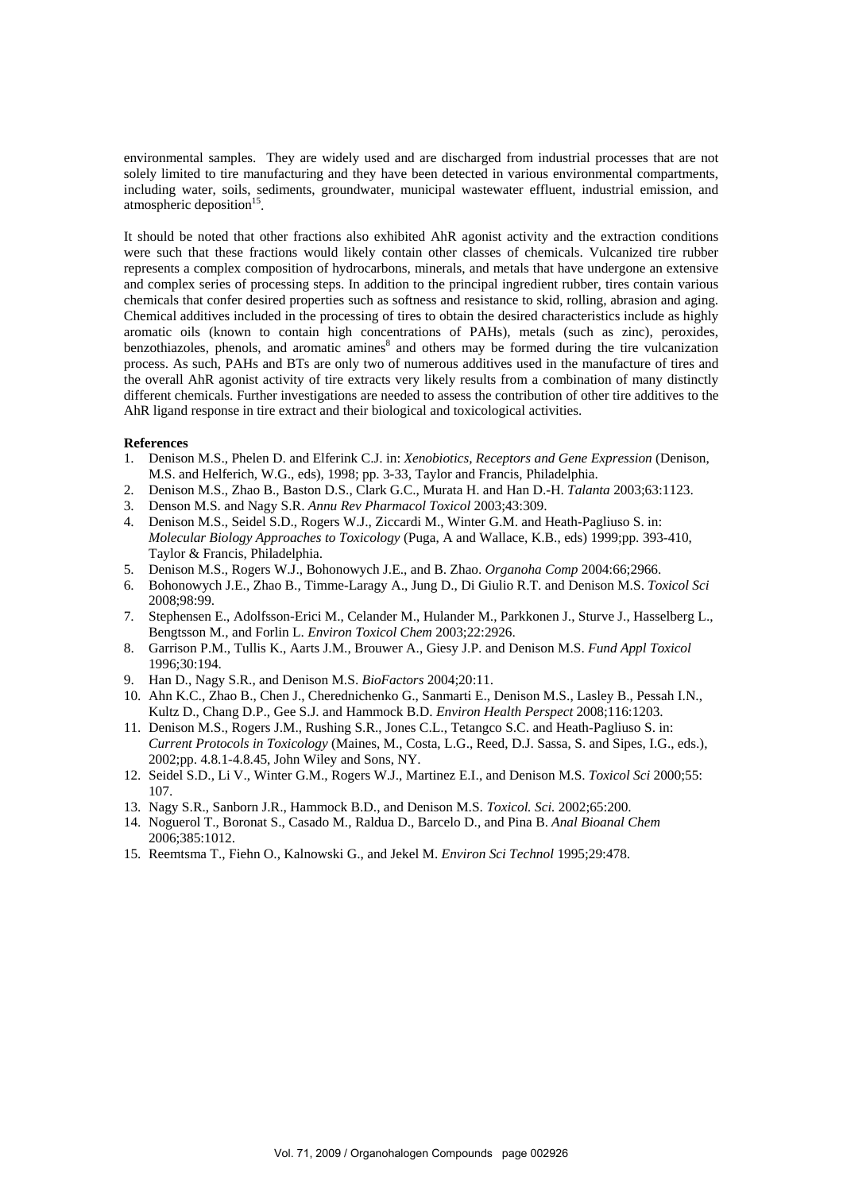environmental samples. They are widely used and are discharged from industrial processes that are not solely limited to tire manufacturing and they have been detected in various environmental compartments, including water, soils, sediments, groundwater, municipal wastewater effluent, industrial emission, and atmospheric deposition[15].

It should be noted that other fractions also exhibited AhR agonist activity and the extraction conditions were such that these fractions would likely contain other classes of chemicals. Vulcanized tire rubber represents a complex composition of hydrocarbons, minerals, and metals that have undergone an extensive and complex series of processing steps. In addition to the principal ingredient rubber, tires contain various chemicals that confer desired properties such as softness and resistance to skid, rolling, abrasion and aging. Chemical additives included in the processing of tires to obtain the desired characteristics include as highly aromatic oils (known to contain high concentrations of PAHs), metals (such as zinc), peroxides, benzothiazoles, phenols, and aromatic amines[8] and others may be formed during the tire vulcanization process. As such, PAHs and BTs are only two of numerous additives used in the manufacture of tires and the overall AhR agonist activity of tire extracts very likely results from a combination of many distinctly different chemicals. Further investigations are needed to assess the contribution of other tire additives to the AhR ligand response in tire extract and their biological and toxicological activities.

**References**

1. Denison M.S., Phelen D. and Elferink C.J. in: *Xenobiotics, Receptors and Gene Expression* (Denison, M.S. and Helferich, W.G., eds), 1998; pp. 3-33, Taylor and Francis, Philadelphia.
2. Denison M.S., Zhao B., Baston D.S., Clark G.C., Murata H. and Han D.-H. *Talanta* 2003;63:1123.
3. Denson M.S. and Nagy S.R. *Annu Rev Pharmacol Toxicol* 2003;43:309.
4. Denison M.S., Seidel S.D., Rogers W.J., Ziccardi M., Winter G.M. and Heath-Pagliuso S. in: *Molecular Biology Approaches to Toxicology* (Puga, A and Wallace, K.B., eds) 1999;pp. 393-410, Taylor & Francis, Philadelphia.
5. Denison M.S., Rogers W.J., Bohonowych J.E., and B. Zhao. *Organoha Comp* 2004:66;2966.
6. Bohonowych J.E., Zhao B., Timme-Laragy A., Jung D., Di Giulio R.T. and Denison M.S. *Toxicol Sci* 2008;98:99.
7. Stephensen E., Adolfsson-Erici M., Celander M., Hulander M., Parkkonen J., Sturve J., Hasselberg L., Bengtsson M., and Forlin L. *Environ Toxicol Chem* 2003;22:2926.
8. Garrison P.M., Tullis K., Aarts J.M., Brouwer A., Giesy J.P. and Denison M.S. *Fund Appl Toxicol* 1996;30:194.
9. Han D., Nagy S.R., and Denison M.S. *BioFactors* 2004;20:11.
10. Ahn K.C., Zhao B., Chen J., Cherednichenko G., Sanmarti E., Denison M.S., Lasley B., Pessah I.N., Kultz D., Chang D.P., Gee S.J. and Hammock B.D. *Environ Health Perspect* 2008;116:1203.
11. Denison M.S., Rogers J.M., Rushing S.R., Jones C.L., Tetangco S.C. and Heath-Pagliuso S. in: *Current Protocols in Toxicology* (Maines, M., Costa, L.G., Reed, D.J. Sassa, S. and Sipes, I.G., eds.), 2002;pp. 4.8.1-4.8.45, John Wiley and Sons, NY.
12. Seidel S.D., Li V., Winter G.M., Rogers W.J., Martinez E.I., and Denison M.S. *Toxicol Sci* 2000;55: 107.
13. Nagy S.R., Sanborn J.R., Hammock B.D., and Denison M.S. *Toxicol. Sci.* 2002;65:200.
14. Noguerol T., Boronat S., Casado M., Raldua D., Barcelo D., and Pina B. *Anal Bioanal Chem* 2006;385:1012.
15. Reemtsma T., Fiehn O., Kalnowski G., and Jekel M. *Environ Sci Technol* 1995;29:478.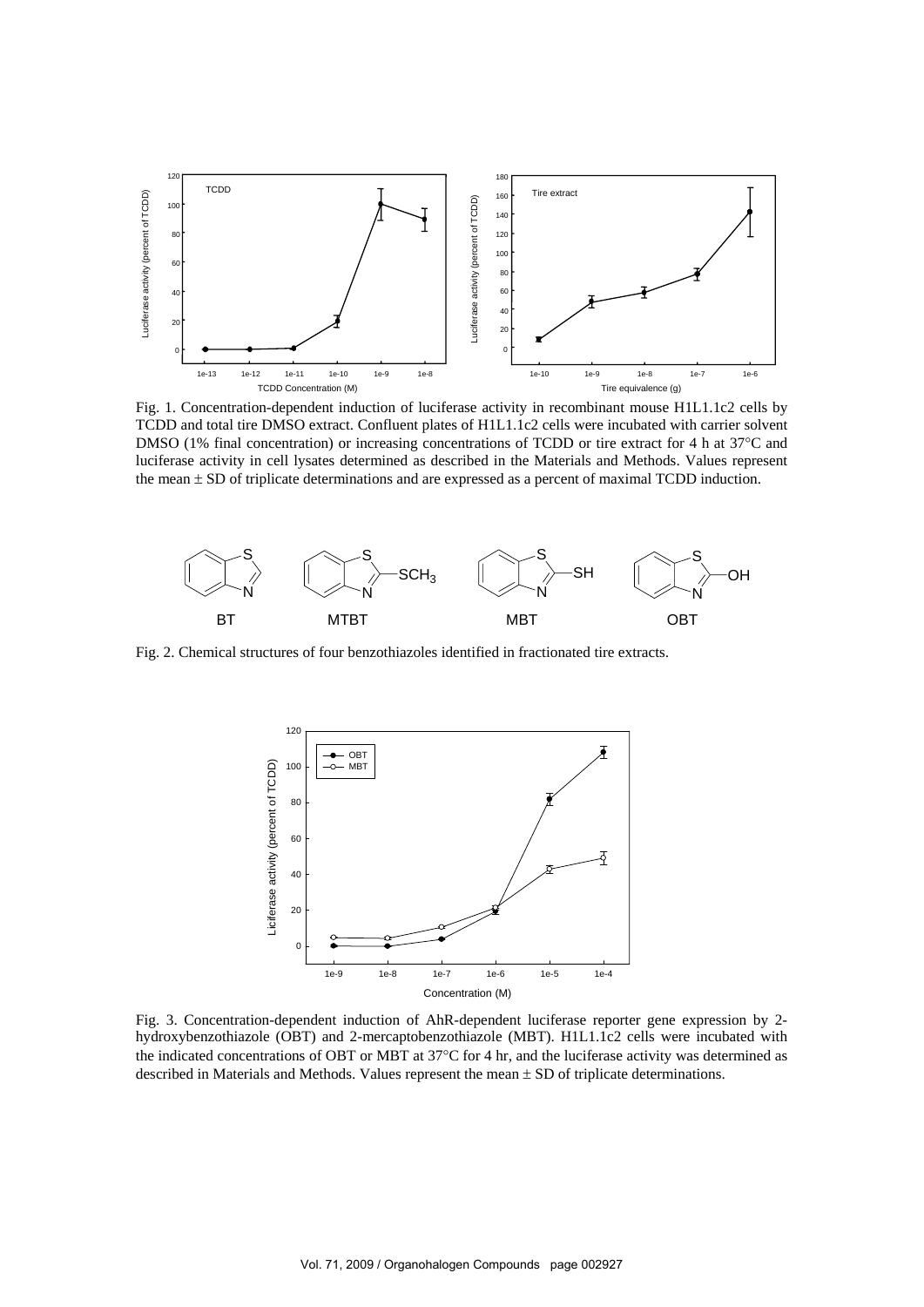120
100
80
60
40
20
0

Luciferase activity (percent of TCDD)

TCDD

1e-13 1e-12 1e-11 1e-10 1e-9 1e-8

TCDD Concentration (M)

180
160
140
120
100
80
60
40
20
0

Luciferase activity (percent of TCDD)

Tire extract

1e-10 1e-9 1e-8 1e-7 1e-6

Tire equivalence (g)

Fig. 1. Concentration-dependent induction of luciferase activity in recombinant mouse H1L1.1c2 cells by TCDD and total tire DMSO extract. Confluent plates of H1L1.1c2 cells were incubated with carrier solvent DMSO (1% final concentration) or increasing concentrations of TCDD or tire extract for 4 h at 37°C and luciferase activity in cell lysates determined as described in the Materials and Methods. Values represent the mean ± SD of triplicate determinations and are expressed as a percent of maximal TCDD induction.

S N

BT

S N $SCH_3$

MTBT

S N SH

MBT

S N OH

OBT

Fig. 2. Chemical structures of four benzothiazoles identified in fractionated tire extracts.

120
100
80
60
40
20
0

Luciferase activity (percent of TCDD)

OBT
MBT

1e-9 1e-8 1e-7 1e-6 1e-5 1e-4

Concentration (M)

Fig. 3. Concentration-dependent induction of AhR-dependent luciferase reporter gene expression by 2-hydroxybenzothiazole (OBT) and 2-mercaptobenzothiazole (MBT). H1L1.1c2 cells were incubated with the indicated concentrations of OBT or MBT at 37°C for 4 hr, and the luciferase activity was determined as described in Materials and Methods. Values represent the mean ± SD of triplicate determinations.